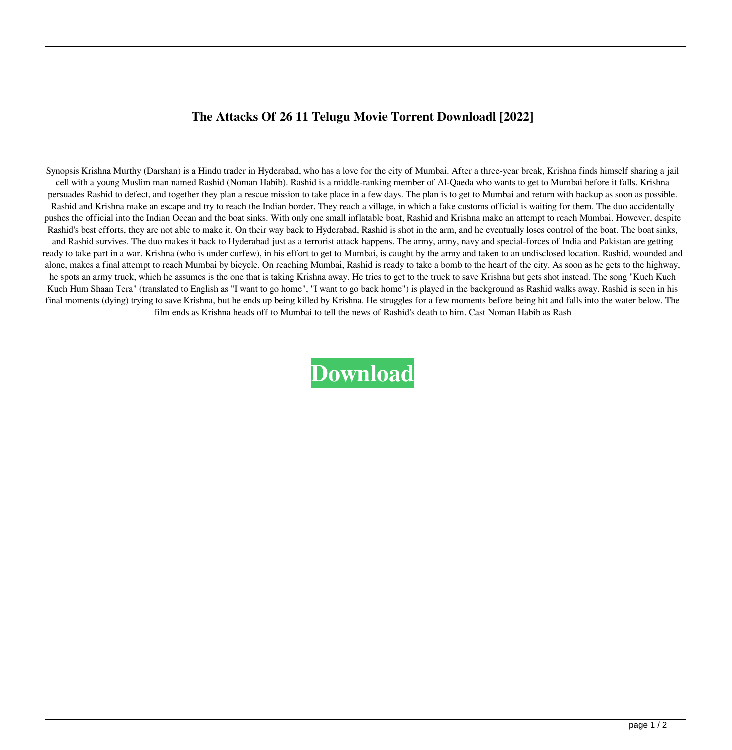# The Attacks Of 26 11 Telugu Movie Torrent Downloadl [2022]

Synopsis Krishna Murthy (Darshan) is a Hindu trader in Hyderabad, who has a love for the city of Mumbai. After a three-year break, Krishna finds himself sharing a jail cell with a young Muslim man named Rashid (Noman Habib). Rashid is a middle-ranking member of Al-Qaeda who wants to get to Mumbai before it falls. Krishna persuades Rashid to defect, and together they plan a rescue mission to take place in a few days. The plan is to get to Mumbai and return with backup as soon as possible. Rashid and Krishna make an escape and try to reach the Indian border. They reach a village, in which a fake customs official is waiting for them. The duo accidentally pushes the official into the Indian Ocean and the boat sinks. With only one small inflatable boat, Rashid and Krishna make an attempt to reach Mumbai. However, despite Rashid's best efforts, they are not able to make it. On their way back to Hyderabad, Rashid is shot in the arm, and he eventually loses control of the boat. The boat sinks, and Rashid survives. The duo makes it back to Hyderabad just as a terrorist attack happens. The army, army, navy and special-forces of India and Pakistan are getting ready to take part in a war. Krishna (who is under curfew), in his effort to get to Mumbai, is caught by the army and taken to an undisclosed location. Rashid, wounded and alone, makes a final attempt to reach Mumbai by bicycle. On reaching Mumbai, Rashid is ready to take a bomb to the heart of the city. As soon as he gets to the highway, he spots an army truck, which he assumes is the one that is taking Krishna away. He tries to get to the truck to save Krishna but gets shot instead. The song "Kuch Kuch Kuch Hum Shaan Tera" (translated to English as "I want to go home", "I want to go back home") is played in the background as Rashid walks away. Rashid is seen in his final moments (dying) trying to save Krishna, but he ends up being killed by Krishna. He struggles for a few moments before being hit and falls into the water below. The film ends as Krishna heads off to Mumbai to tell the news of Rashid's death to him. Cast Noman Habib as Rash

**Download**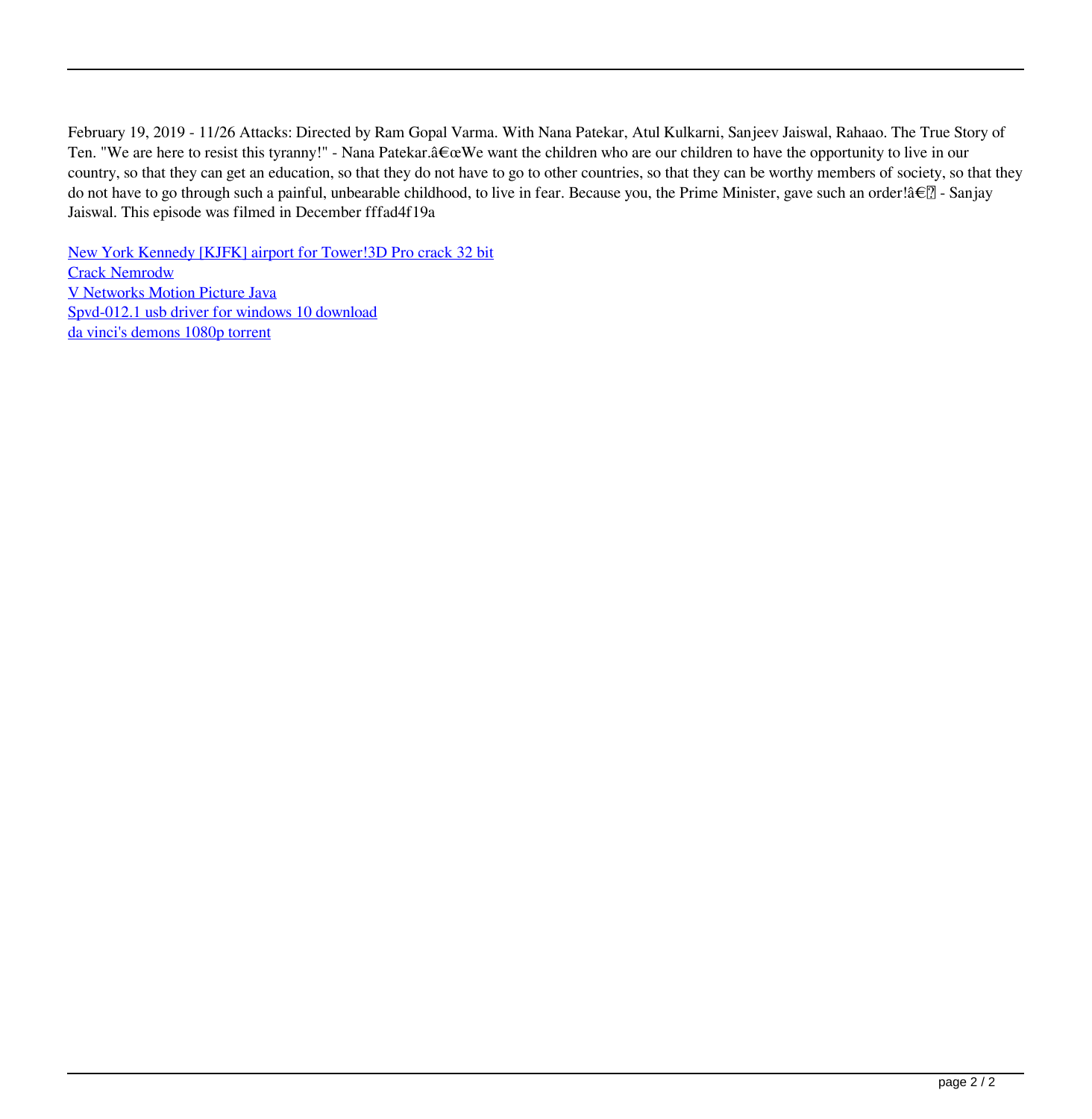February 19, 2019 - 11/26 Attacks: Directed by Ram Gopal Varma. With Nana Patekar, Atul Kulkarni, Sanjeev Jaiswal, Rahaao. The True Story of Ten. "We are here to resist this tyranny!" - Nana Patekar.â€œWe want the children who are our children to have the opportunity to live in our country, so that they can get an education, so that they do not have to go to other countries, so that they can be worthy members of society, so that they do not have to go through such a painful, unbearable childhood, to live in fear. Because you, the Prime Minister, gave such an order!â€ - Sanjay Jaiswal. This episode was filmed in December fffad4f19a

New York Kennedy [KJFK] airport for Tower!3D Pro crack 32 bit
Crack Nemrodw
V Networks Motion Picture Java
Spvd-012.1 usb driver for windows 10 download
da vinci's demons 1080p torrent